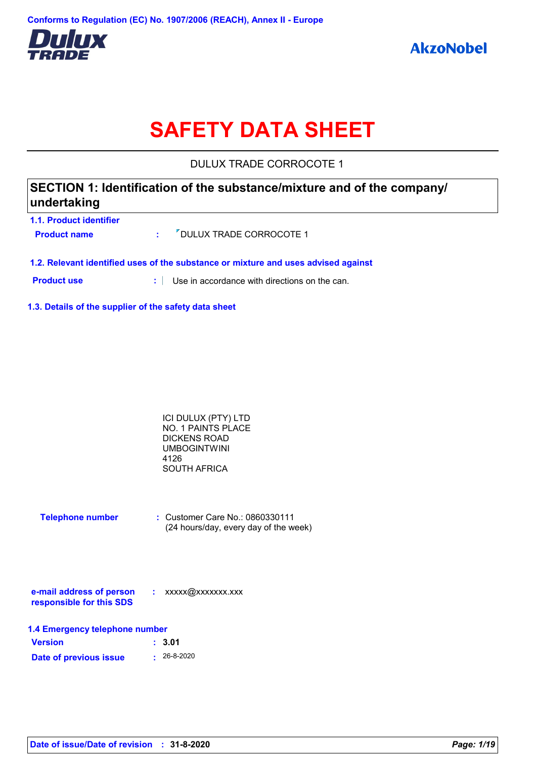Conforms to Regulation (EC) No. 1907/2006 (REACH), Annex II - Europe

# SAFETY DATA SHEET

DULUX TRADE CORROCOTE 1

## SECTION 1: Identification of the substance/mixture and of the company/ undertaking

### 1.1. Product identifier

**Product name** : DULUX TRADE CORROCOTE 1

### 1.2. Relevant identified uses of the substance or mixture and uses advised against

**Product use** : Use in accordance with directions on the can.

### 1.3. Details of the supplier of the safety data sheet

ICI DULUX (PTY) LTD
NO. 1 PAINTS PLACE
DICKENS ROAD
UMBOGINTWINI
4126
SOUTH AFRICA

**Telephone number** : Customer Care No.: 0860330111
(24 hours/day, every day of the week)

**e-mail address of person responsible for this SDS** : xxxxx@xxxxxxx.xxx

### 1.4 Emergency telephone number

**Version** : **3.01**

**Date of previous issue** : 26-8-2020

**Date of issue/Date of revision** : **31-8-2020**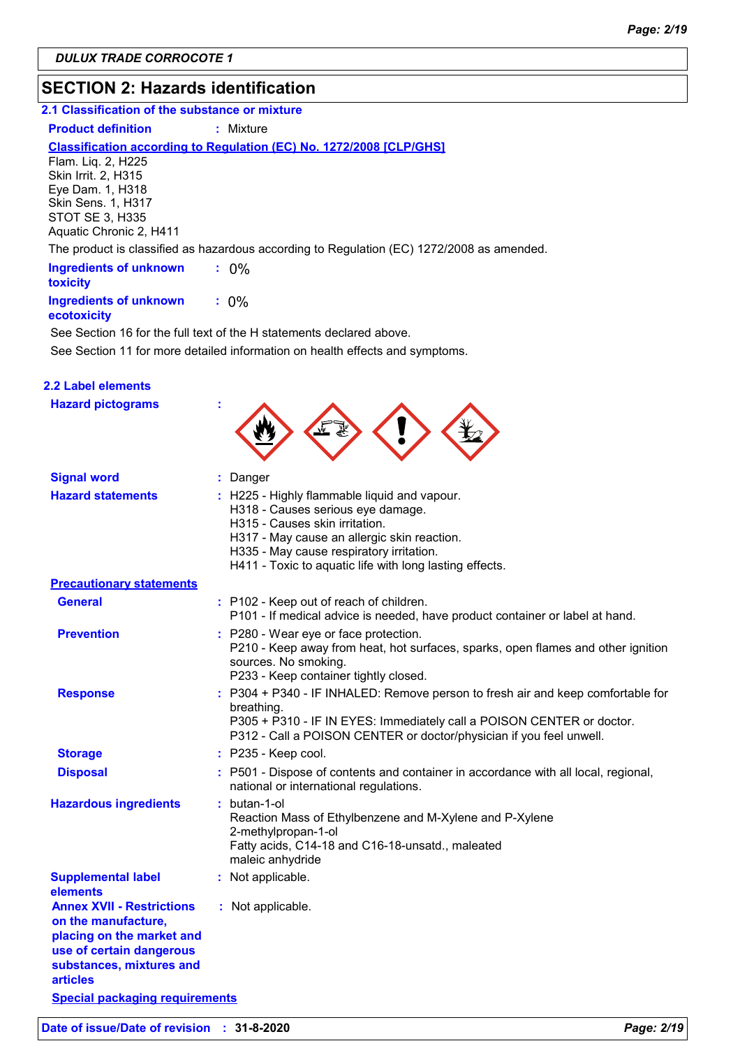DULUX TRADE CORROCOTE 1

## SECTION 2: Hazards identification

### 2.1 Classification of the substance or mixture

**Product definition** : Mixture

**Classification according to Regulation (EC) No. 1272/2008 [CLP/GHS]**

Flam. Liq. 2, H225
Skin Irrit. 2, H315
Eye Dam. 1, H318
Skin Sens. 1, H317
STOT SE 3, H335
Aquatic Chronic 2, H411

The product is classified as hazardous according to Regulation (EC) 1272/2008 as amended.

**Ingredients of unknown toxicity** : 0%

**Ingredients of unknown ecotoxicity** : 0%

See Section 16 for the full text of the H statements declared above.

See Section 11 for more detailed information on health effects and symptoms.

### 2.2 Label elements

**Hazard pictograms** :

**Signal word** : Danger

**Hazard statements** :
H225 - Highly flammable liquid and vapour.
H318 - Causes serious eye damage.
H315 - Causes skin irritation.
H317 - May cause an allergic skin reaction.
H335 - May cause respiratory irritation.
H411 - Toxic to aquatic life with long lasting effects.

**Precautionary statements**

**General** :
P102 - Keep out of reach of children.
P101 - If medical advice is needed, have product container or label at hand.

**Prevention** :
P280 - Wear eye or face protection.
P210 - Keep away from heat, hot surfaces, sparks, open flames and other ignition sources. No smoking.
P233 - Keep container tightly closed.

**Response** :
P304 + P340 - IF INHALED: Remove person to fresh air and keep comfortable for breathing.
P305 + P310 - IF IN EYES: Immediately call a POISON CENTER or doctor.
P312 - Call a POISON CENTER or doctor/physician if you feel unwell.

**Storage** : P235 - Keep cool.

**Disposal** : P501 - Dispose of contents and container in accordance with all local, regional, national or international regulations.

**Hazardous ingredients** :
butan-1-ol
Reaction Mass of Ethylbenzene and M-Xylene and P-Xylene
2-methylpropan-1-ol
Fatty acids, C14-18 and C16-18-unsatd., maleated
maleic anhydride

**Supplemental label elements** : Not applicable.

**Annex XVII - Restrictions on the manufacture, placing on the market and use of certain dangerous substances, mixtures and articles** : Not applicable.

**Special packaging requirements**

Date of issue/Date of revision : 31-8-2020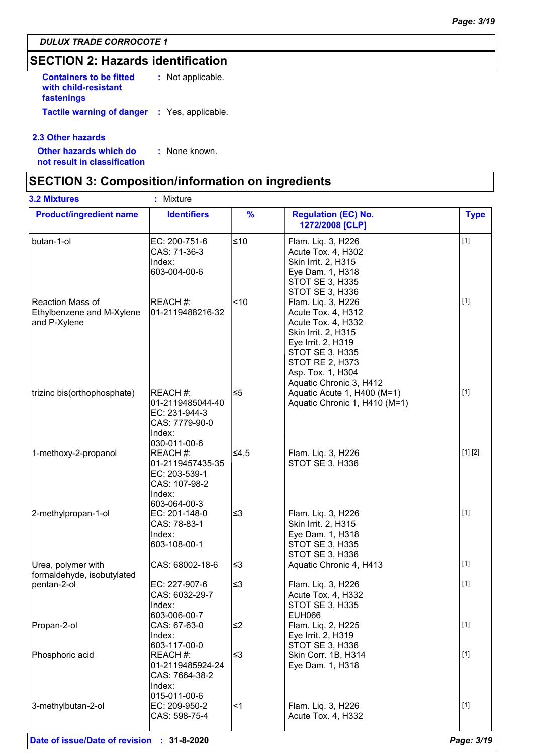## SECTION 2: Hazards identification

**Containers to be fitted with child-resistant fastenings** : Not applicable.

**Tactile warning of danger** : Yes, applicable.

### 2.3 Other hazards

**Other hazards which do not result in classification** : None known.

## SECTION 3: Composition/information on ingredients

**3.2 Mixtures** : Mixture

| Product/ingredient name | Identifiers | % | Regulation (EC) No. 1272/2008 [CLP] | Type |
|---|---|---|---|---|
| butan-1-ol | EC: 200-751-6<br>CAS: 71-36-3<br>Index: 603-004-00-6 | ≤10 | Flam. Liq. 3, H226<br>Acute Tox. 4, H302<br>Skin Irrit. 2, H315<br>Eye Dam. 1, H318<br>STOT SE 3, H335<br>STOT SE 3, H336 | [1] |
| Reaction Mass of Ethylbenzene and M-Xylene and P-Xylene | REACH #: 01-2119488216-32 | <10 | Flam. Liq. 3, H226<br>Acute Tox. 4, H312<br>Acute Tox. 4, H332<br>Skin Irrit. 2, H315<br>Eye Irrit. 2, H319<br>STOT SE 3, H335<br>STOT RE 2, H373<br>Asp. Tox. 1, H304<br>Aquatic Chronic 3, H412 | [1] |
| trizinc bis(orthophosphate) | REACH #: 01-2119485044-40<br>EC: 231-944-3<br>CAS: 7779-90-0<br>Index: 030-011-00-6 | ≤5 | Aquatic Acute 1, H400 (M=1)<br>Aquatic Chronic 1, H410 (M=1) | [1] |
| 1-methoxy-2-propanol | REACH #: 01-2119457435-35<br>EC: 203-539-1<br>CAS: 107-98-2<br>Index: 603-064-00-3 | ≤4,5 | Flam. Liq. 3, H226<br>STOT SE 3, H336 | [1] [2] |
| 2-methylpropan-1-ol | EC: 201-148-0<br>CAS: 78-83-1<br>Index: 603-108-00-1 | ≤3 | Flam. Liq. 3, H226<br>Skin Irrit. 2, H315<br>Eye Dam. 1, H318<br>STOT SE 3, H335<br>STOT SE 3, H336 | [1] |
| Urea, polymer with formaldehyde, isobutylated | CAS: 68002-18-6 | ≤3 | Aquatic Chronic 4, H413 | [1] |
| pentan-2-ol | EC: 227-907-6<br>CAS: 6032-29-7<br>Index: 603-006-00-7 | ≤3 | Flam. Liq. 3, H226<br>Acute Tox. 4, H332<br>STOT SE 3, H335<br>EUH066 | [1] |
| Propan-2-ol | CAS: 67-63-0<br>Index: 603-117-00-0 | ≤2 | Flam. Liq. 2, H225<br>Eye Irrit. 2, H319<br>STOT SE 3, H336 | [1] |
| Phosphoric acid | REACH #: 01-2119485924-24<br>CAS: 7664-38-2<br>Index: 015-011-00-6 | ≤3 | Skin Corr. 1B, H314<br>Eye Dam. 1, H318 | [1] |
| 3-methylbutan-2-ol | EC: 209-950-2<br>CAS: 598-75-4 | <1 | Flam. Liq. 3, H226<br>Acute Tox. 4, H332 | [1] |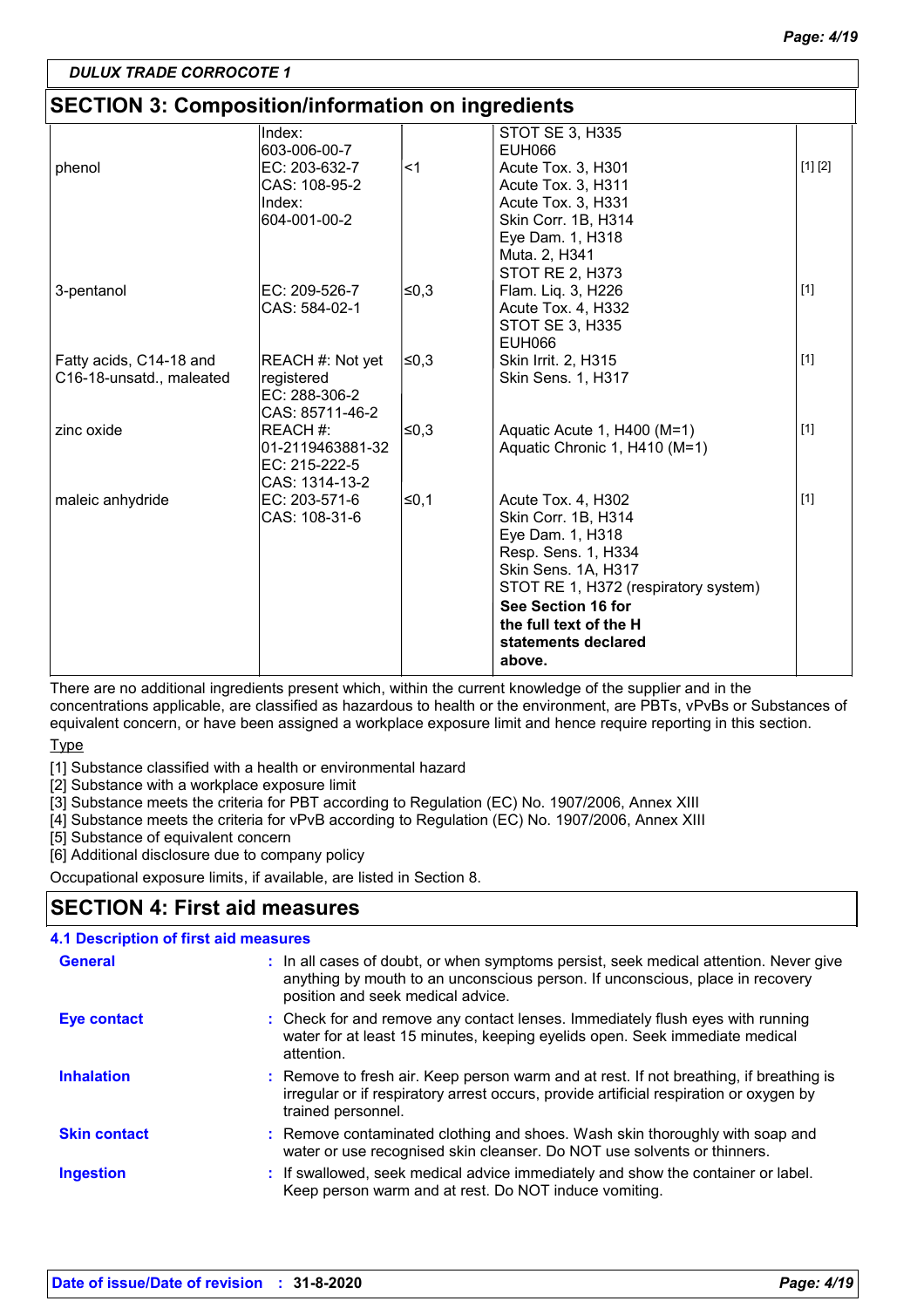## SECTION 3: Composition/information on ingredients

| | | | | |
|---|---|---|---|---|
| | Index: 603-006-00-7 | | STOT SE 3, H335 EUH066 | |
| phenol | EC: 203-632-7 CAS: 108-95-2 Index: 604-001-00-2 | <1 | Acute Tox. 3, H301 Acute Tox. 3, H311 Acute Tox. 3, H331 Skin Corr. 1B, H314 Eye Dam. 1, H318 Muta. 2, H341 STOT RE 2, H373 | [1] [2] |
| 3-pentanol | EC: 209-526-7 CAS: 584-02-1 | ≤0,3 | Flam. Liq. 3, H226 Acute Tox. 4, H332 STOT SE 3, H335 EUH066 | [1] |
| Fatty acids, C14-18 and C16-18-unsatd., maleated | REACH #: Not yet registered EC: 288-306-2 CAS: 85711-46-2 | ≤0,3 | Skin Irrit. 2, H315 Skin Sens. 1, H317 | [1] |
| zinc oxide | REACH #: 01-2119463881-32 EC: 215-222-5 CAS: 1314-13-2 | ≤0,3 | Aquatic Acute 1, H400 (M=1) Aquatic Chronic 1, H410 (M=1) | [1] |
| maleic anhydride | EC: 203-571-6 CAS: 108-31-6 | ≤0,1 | Acute Tox. 4, H302 Skin Corr. 1B, H314 Eye Dam. 1, H318 Resp. Sens. 1, H334 Skin Sens. 1A, H317 STOT RE 1, H372 (respiratory system) **See Section 16 for the full text of the H statements declared above.** | [1] |

There are no additional ingredients present which, within the current knowledge of the supplier and in the concentrations applicable, are classified as hazardous to health or the environment, are PBTs, vPvBs or Substances of equivalent concern, or have been assigned a workplace exposure limit and hence require reporting in this section.

Type

[1] Substance classified with a health or environmental hazard
[2] Substance with a workplace exposure limit
[3] Substance meets the criteria for PBT according to Regulation (EC) No. 1907/2006, Annex XIII
[4] Substance meets the criteria for vPvB according to Regulation (EC) No. 1907/2006, Annex XIII
[5] Substance of equivalent concern
[6] Additional disclosure due to company policy

Occupational exposure limits, if available, are listed in Section 8.

## SECTION 4: First aid measures

### 4.1 Description of first aid measures

**General** : In all cases of doubt, or when symptoms persist, seek medical attention. Never give anything by mouth to an unconscious person. If unconscious, place in recovery position and seek medical advice.

**Eye contact** : Check for and remove any contact lenses. Immediately flush eyes with running water for at least 15 minutes, keeping eyelids open. Seek immediate medical attention.

**Inhalation** : Remove to fresh air. Keep person warm and at rest. If not breathing, if breathing is irregular or if respiratory arrest occurs, provide artificial respiration or oxygen by trained personnel.

**Skin contact** : Remove contaminated clothing and shoes. Wash skin thoroughly with soap and water or use recognised skin cleanser. Do NOT use solvents or thinners.

**Ingestion** : If swallowed, seek medical advice immediately and show the container or label. Keep person warm and at rest. Do NOT induce vomiting.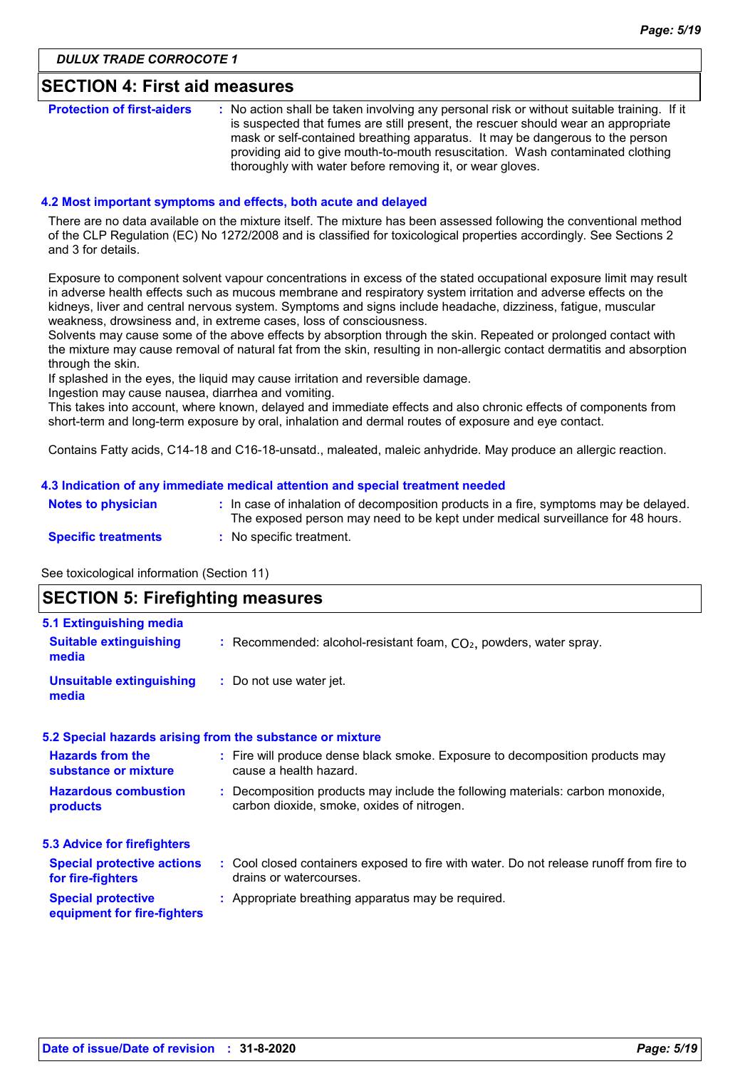## SECTION 4: First aid measures

| | |
|---|---|
| **Protection of first-aiders** | : No action shall be taken involving any personal risk or without suitable training. If it is suspected that fumes are still present, the rescuer should wear an appropriate mask or self-contained breathing apparatus. It may be dangerous to the person providing aid to give mouth-to-mouth resuscitation. Wash contaminated clothing thoroughly with water before removing it, or wear gloves. |

### 4.2 Most important symptoms and effects, both acute and delayed

There are no data available on the mixture itself. The mixture has been assessed following the conventional method of the CLP Regulation (EC) No 1272/2008 and is classified for toxicological properties accordingly. See Sections 2 and 3 for details.

Exposure to component solvent vapour concentrations in excess of the stated occupational exposure limit may result in adverse health effects such as mucous membrane and respiratory system irritation and adverse effects on the kidneys, liver and central nervous system. Symptoms and signs include headache, dizziness, fatigue, muscular weakness, drowsiness and, in extreme cases, loss of consciousness.
Solvents may cause some of the above effects by absorption through the skin. Repeated or prolonged contact with the mixture may cause removal of natural fat from the skin, resulting in non-allergic contact dermatitis and absorption through the skin.
If splashed in the eyes, the liquid may cause irritation and reversible damage.
Ingestion may cause nausea, diarrhea and vomiting.
This takes into account, where known, delayed and immediate effects and also chronic effects of components from short-term and long-term exposure by oral, inhalation and dermal routes of exposure and eye contact.

Contains Fatty acids, C14-18 and C16-18-unsatd., maleated, maleic anhydride. May produce an allergic reaction.

### 4.3 Indication of any immediate medical attention and special treatment needed

| | |
|---|---|
| **Notes to physician** | : In case of inhalation of decomposition products in a fire, symptoms may be delayed. The exposed person may need to be kept under medical surveillance for 48 hours. |
| **Specific treatments** | : No specific treatment. |

See toxicological information (Section 11)

## SECTION 5: Firefighting measures

### 5.1 Extinguishing media

| | |
|---|---|
| **Suitable extinguishing media** | : Recommended: alcohol-resistant foam, $CO_2$, powders, water spray. |
| **Unsuitable extinguishing media** | : Do not use water jet. |

### 5.2 Special hazards arising from the substance or mixture

| | |
|---|---|
| **Hazards from the substance or mixture** | : Fire will produce dense black smoke. Exposure to decomposition products may cause a health hazard. |
| **Hazardous combustion products** | : Decomposition products may include the following materials: carbon monoxide, carbon dioxide, smoke, oxides of nitrogen. |

### 5.3 Advice for firefighters

| | |
|---|---|
| **Special protective actions for fire-fighters** | : Cool closed containers exposed to fire with water. Do not release runoff from fire to drains or watercourses. |
| **Special protective equipment for fire-fighters** | : Appropriate breathing apparatus may be required. |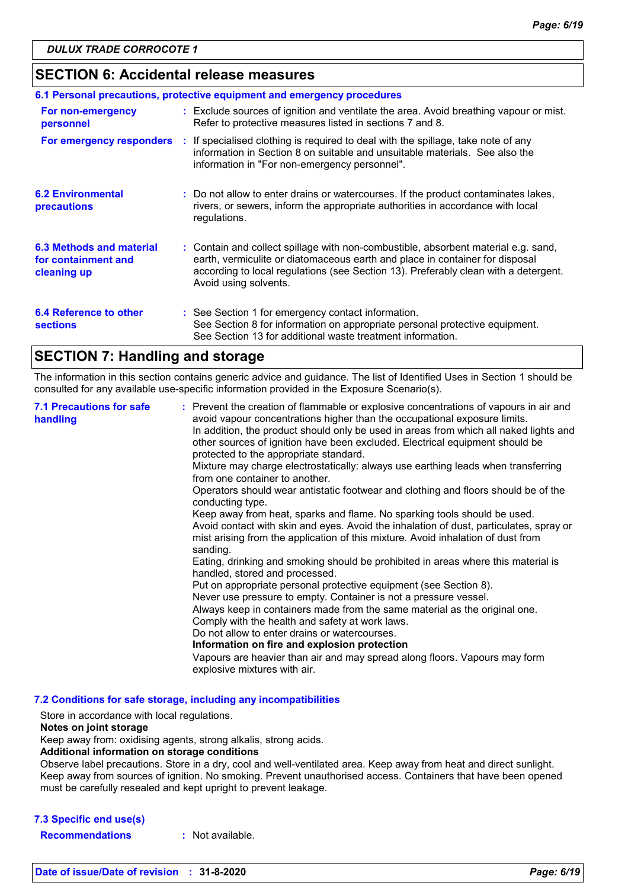## SECTION 6: Accidental release measures

### 6.1 Personal precautions, protective equipment and emergency procedures

**For non-emergency personnel** : Exclude sources of ignition and ventilate the area. Avoid breathing vapour or mist. Refer to protective measures listed in sections 7 and 8.

**For emergency responders** : If specialised clothing is required to deal with the spillage, take note of any information in Section 8 on suitable and unsuitable materials. See also the information in "For non-emergency personnel".

**6.2 Environmental precautions** : Do not allow to enter drains or watercourses. If the product contaminates lakes, rivers, or sewers, inform the appropriate authorities in accordance with local regulations.

**6.3 Methods and material for containment and cleaning up** : Contain and collect spillage with non-combustible, absorbent material e.g. sand, earth, vermiculite or diatomaceous earth and place in container for disposal according to local regulations (see Section 13). Preferably clean with a detergent. Avoid using solvents.

**6.4 Reference to other sections** : See Section 1 for emergency contact information.
See Section 8 for information on appropriate personal protective equipment.
See Section 13 for additional waste treatment information.

## SECTION 7: Handling and storage

The information in this section contains generic advice and guidance. The list of Identified Uses in Section 1 should be consulted for any available use-specific information provided in the Exposure Scenario(s).

**7.1 Precautions for safe handling** : Prevent the creation of flammable or explosive concentrations of vapours in air and avoid vapour concentrations higher than the occupational exposure limits.
In addition, the product should only be used in areas from which all naked lights and other sources of ignition have been excluded. Electrical equipment should be protected to the appropriate standard.
Mixture may charge electrostatically: always use earthing leads when transferring from one container to another.
Operators should wear antistatic footwear and clothing and floors should be of the conducting type.
Keep away from heat, sparks and flame. No sparking tools should be used.
Avoid contact with skin and eyes. Avoid the inhalation of dust, particulates, spray or mist arising from the application of this mixture. Avoid inhalation of dust from sanding.
Eating, drinking and smoking should be prohibited in areas where this material is handled, stored and processed.
Put on appropriate personal protective equipment (see Section 8).
Never use pressure to empty. Container is not a pressure vessel.
Always keep in containers made from the same material as the original one.
Comply with the health and safety at work laws.
Do not allow to enter drains or watercourses.
**Information on fire and explosion protection**
Vapours are heavier than air and may spread along floors. Vapours may form explosive mixtures with air.

### 7.2 Conditions for safe storage, including any incompatibilities

Store in accordance with local regulations.
**Notes on joint storage**
Keep away from: oxidising agents, strong alkalis, strong acids.
**Additional information on storage conditions**
Observe label precautions. Store in a dry, cool and well-ventilated area. Keep away from heat and direct sunlight. Keep away from sources of ignition. No smoking. Prevent unauthorised access. Containers that have been opened must be carefully resealed and kept upright to prevent leakage.

### 7.3 Specific end use(s)

**Recommendations** : Not available.

**Date of issue/Date of revision** : 31-8-2020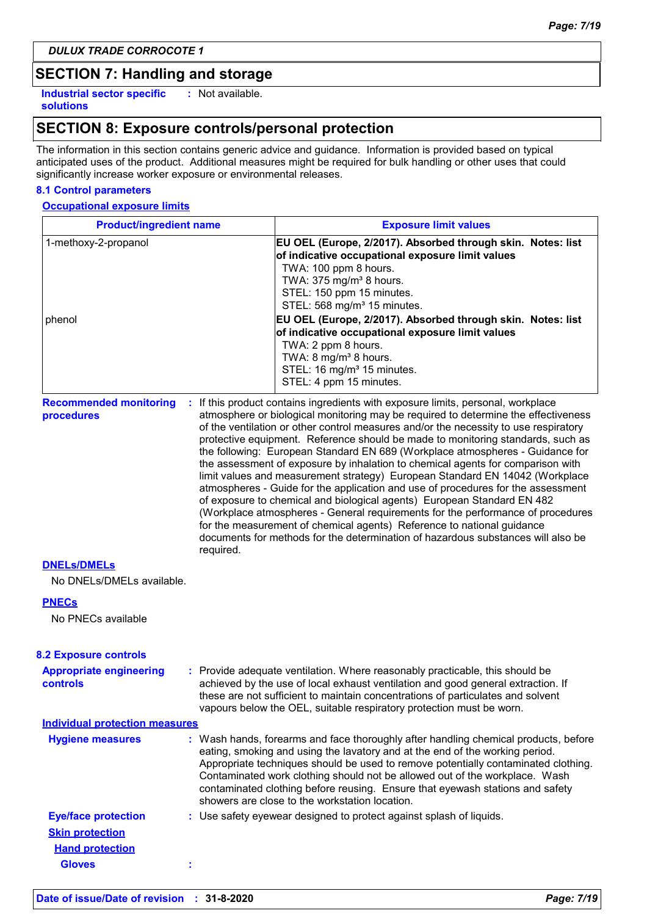DULUX TRADE CORROCOTE 1

## SECTION 7: Handling and storage

**Industrial sector specific solutions** : Not available.

## SECTION 8: Exposure controls/personal protection

The information in this section contains generic advice and guidance. Information is provided based on typical anticipated uses of the product. Additional measures might be required for bulk handling or other uses that could significantly increase worker exposure or environmental releases.

### 8.1 Control parameters

**Occupational exposure limits**

| Product/ingredient name | Exposure limit values |
|---|---|
| 1-methoxy-2-propanol | **EU OEL (Europe, 2/2017). Absorbed through skin. Notes: list of indicative occupational exposure limit values**<br>TWA: 100 ppm 8 hours.<br>TWA: 375 mg/m³ 8 hours.<br>STEL: 150 ppm 15 minutes.<br>STEL: 568 mg/m³ 15 minutes. |
| phenol | **EU OEL (Europe, 2/2017). Absorbed through skin. Notes: list of indicative occupational exposure limit values**<br>TWA: 2 ppm 8 hours.<br>TWA: 8 mg/m³ 8 hours.<br>STEL: 16 mg/m³ 15 minutes.<br>STEL: 4 ppm 15 minutes. |

**Recommended monitoring procedures** : If this product contains ingredients with exposure limits, personal, workplace atmosphere or biological monitoring may be required to determine the effectiveness of the ventilation or other control measures and/or the necessity to use respiratory protective equipment. Reference should be made to monitoring standards, such as the following: European Standard EN 689 (Workplace atmospheres - Guidance for the assessment of exposure by inhalation to chemical agents for comparison with limit values and measurement strategy) European Standard EN 14042 (Workplace atmospheres - Guide for the application and use of procedures for the assessment of exposure to chemical and biological agents) European Standard EN 482 (Workplace atmospheres - General requirements for the performance of procedures for the measurement of chemical agents) Reference to national guidance documents for methods for the determination of hazardous substances will also be required.

**DNELs/DMELs**

No DNELs/DMELs available.

**PNECs**

No PNECs available

### 8.2 Exposure controls

**Appropriate engineering controls** : Provide adequate ventilation. Where reasonably practicable, this should be achieved by the use of local exhaust ventilation and good general extraction. If these are not sufficient to maintain concentrations of particulates and solvent vapours below the OEL, suitable respiratory protection must be worn.

**Individual protection measures**

**Hygiene measures** : Wash hands, forearms and face thoroughly after handling chemical products, before eating, smoking and using the lavatory and at the end of the working period. Appropriate techniques should be used to remove potentially contaminated clothing. Contaminated work clothing should not be allowed out of the workplace. Wash contaminated clothing before reusing. Ensure that eyewash stations and safety showers are close to the workstation location.

**Eye/face protection** : Use safety eyewear designed to protect against splash of liquids.

**Skin protection**

**Hand protection**

**Gloves** :

Date of issue/Date of revision : 31-8-2020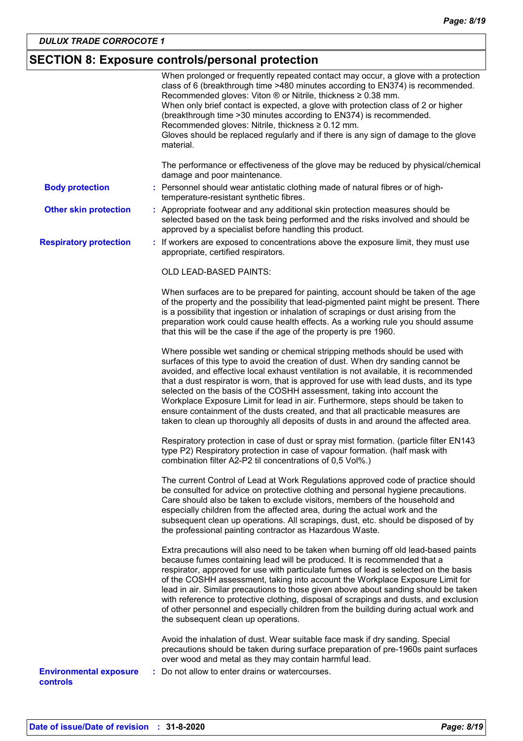## SECTION 8: Exposure controls/personal protection

When prolonged or frequently repeated contact may occur, a glove with a protection class of 6 (breakthrough time >480 minutes according to EN374) is recommended. Recommended gloves: Viton ® or Nitrile, thickness ≥ 0.38 mm.
When only brief contact is expected, a glove with protection class of 2 or higher (breakthrough time >30 minutes according to EN374) is recommended. Recommended gloves: Nitrile, thickness ≥ 0.12 mm.
Gloves should be replaced regularly and if there is any sign of damage to the glove material.

The performance or effectiveness of the glove may be reduced by physical/chemical damage and poor maintenance.

**Body protection** : Personnel should wear antistatic clothing made of natural fibres or of high-temperature-resistant synthetic fibres.

**Other skin protection** : Appropriate footwear and any additional skin protection measures should be selected based on the task being performed and the risks involved and should be approved by a specialist before handling this product.

**Respiratory protection** : If workers are exposed to concentrations above the exposure limit, they must use appropriate, certified respirators.

OLD LEAD-BASED PAINTS:

When surfaces are to be prepared for painting, account should be taken of the age of the property and the possibility that lead-pigmented paint might be present. There is a possibility that ingestion or inhalation of scrapings or dust arising from the preparation work could cause health effects. As a working rule you should assume that this will be the case if the age of the property is pre 1960.

Where possible wet sanding or chemical stripping methods should be used with surfaces of this type to avoid the creation of dust. When dry sanding cannot be avoided, and effective local exhaust ventilation is not available, it is recommended that a dust respirator is worn, that is approved for use with lead dusts, and its type selected on the basis of the COSHH assessment, taking into account the Workplace Exposure Limit for lead in air. Furthermore, steps should be taken to ensure containment of the dusts created, and that all practicable measures are taken to clean up thoroughly all deposits of dusts in and around the affected area.

Respiratory protection in case of dust or spray mist formation. (particle filter EN143 type P2) Respiratory protection in case of vapour formation. (half mask with combination filter A2-P2 til concentrations of 0,5 Vol%.)

The current Control of Lead at Work Regulations approved code of practice should be consulted for advice on protective clothing and personal hygiene precautions. Care should also be taken to exclude visitors, members of the household and especially children from the affected area, during the actual work and the subsequent clean up operations. All scrapings, dust, etc. should be disposed of by the professional painting contractor as Hazardous Waste.

Extra precautions will also need to be taken when burning off old lead-based paints because fumes containing lead will be produced. It is recommended that a respirator, approved for use with particulate fumes of lead is selected on the basis of the COSHH assessment, taking into account the Workplace Exposure Limit for lead in air. Similar precautions to those given above about sanding should be taken with reference to protective clothing, disposal of scrapings and dusts, and exclusion of other personnel and especially children from the building during actual work and the subsequent clean up operations.

Avoid the inhalation of dust. Wear suitable face mask if dry sanding. Special precautions should be taken during surface preparation of pre-1960s paint surfaces over wood and metal as they may contain harmful lead.

**Environmental exposure controls** : Do not allow to enter drains or watercourses.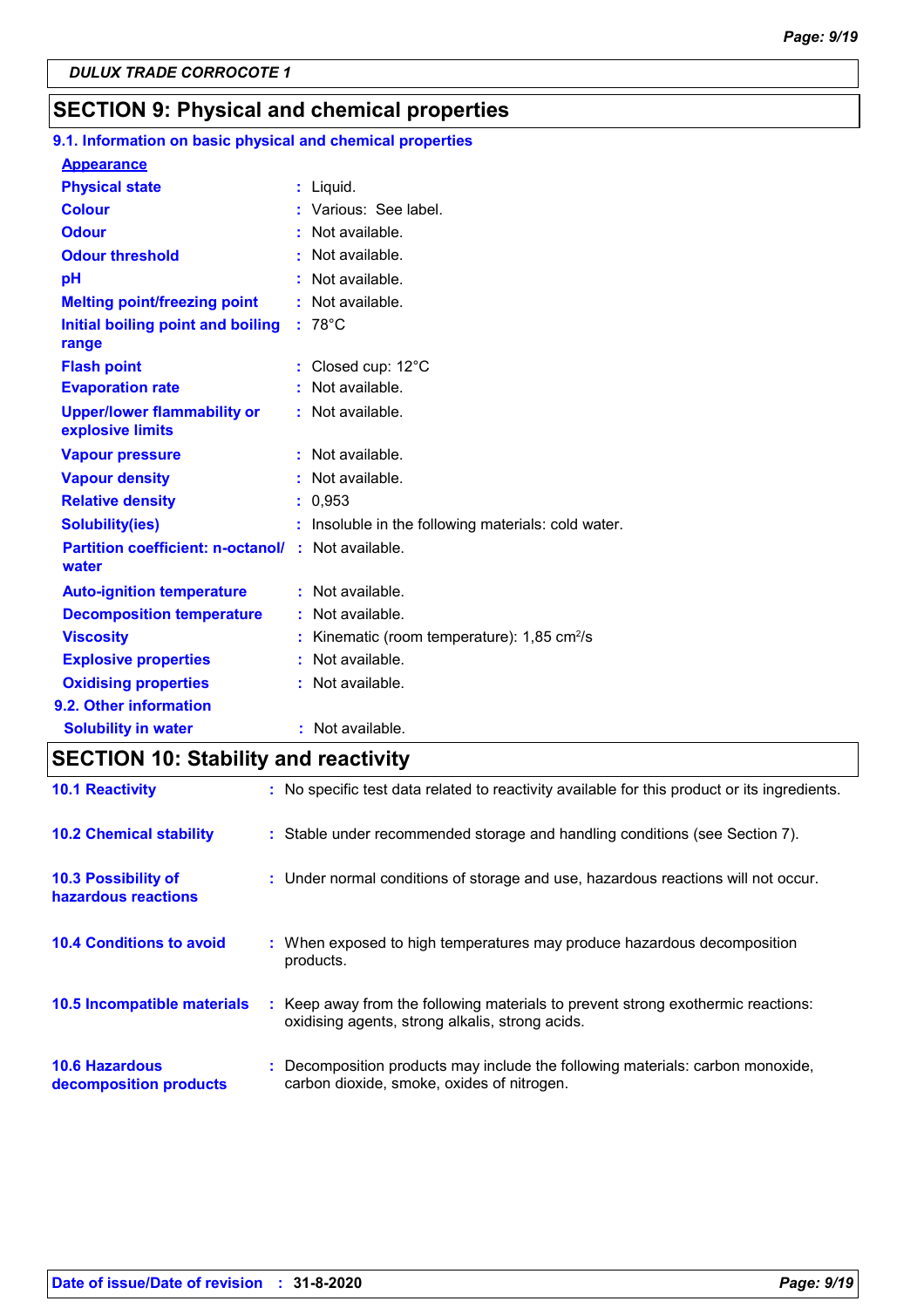DULUX TRADE CORROCOTE 1

## SECTION 9: Physical and chemical properties

### 9.1. Information on basic physical and chemical properties

**Appearance**

| | | |
|---|---|---|
| **Physical state** | : | Liquid. |
| **Colour** | : | Various: See label. |
| **Odour** | : | Not available. |
| **Odour threshold** | : | Not available. |
| **pH** | : | Not available. |
| **Melting point/freezing point** | : | Not available. |
| **Initial boiling point and boiling range** | : | 78°C |
| **Flash point** | : | Closed cup: 12°C |
| **Evaporation rate** | : | Not available. |
| **Upper/lower flammability or explosive limits** | : | Not available. |
| **Vapour pressure** | : | Not available. |
| **Vapour density** | : | Not available. |
| **Relative density** | : | 0,953 |
| **Solubility(ies)** | : | Insoluble in the following materials: cold water. |
| **Partition coefficient: n-octanol/ water** | : | Not available. |
| **Auto-ignition temperature** | : | Not available. |
| **Decomposition temperature** | : | Not available. |
| **Viscosity** | : | Kinematic (room temperature): 1,85 $cm^2/s$ |
| **Explosive properties** | : | Not available. |
| **Oxidising properties** | : | Not available. |

### 9.2. Other information

| | | |
|---|---|---|
| **Solubility in water** | : | Not available. |

## SECTION 10: Stability and reactivity

| | | |
|---|---|---|
| **10.1 Reactivity** | : | No specific test data related to reactivity available for this product or its ingredients. |
| **10.2 Chemical stability** | : | Stable under recommended storage and handling conditions (see Section 7). |
| **10.3 Possibility of hazardous reactions** | : | Under normal conditions of storage and use, hazardous reactions will not occur. |
| **10.4 Conditions to avoid** | : | When exposed to high temperatures may produce hazardous decomposition products. |
| **10.5 Incompatible materials** | : | Keep away from the following materials to prevent strong exothermic reactions: oxidising agents, strong alkalis, strong acids. |
| **10.6 Hazardous decomposition products** | : | Decomposition products may include the following materials: carbon monoxide, carbon dioxide, smoke, oxides of nitrogen. |

**Date of issue/Date of revision** : **31-8-2020**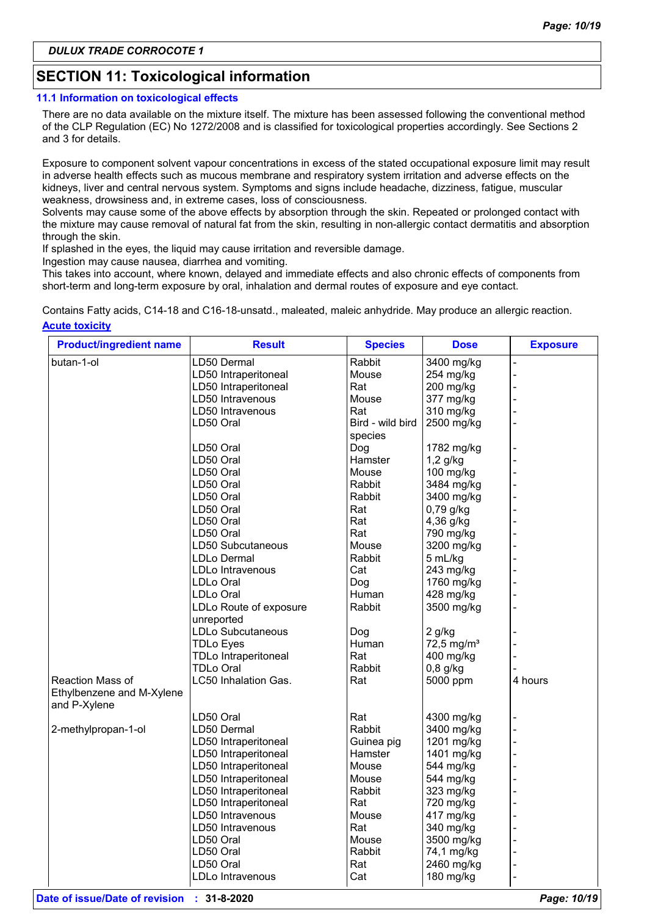**DULUX TRADE CORROCOTE 1**

## SECTION 11: Toxicological information

### 11.1 Information on toxicological effects

There are no data available on the mixture itself. The mixture has been assessed following the conventional method of the CLP Regulation (EC) No 1272/2008 and is classified for toxicological properties accordingly. See Sections 2 and 3 for details.

Exposure to component solvent vapour concentrations in excess of the stated occupational exposure limit may result in adverse health effects such as mucous membrane and respiratory system irritation and adverse effects on the kidneys, liver and central nervous system. Symptoms and signs include headache, dizziness, fatigue, muscular weakness, drowsiness and, in extreme cases, loss of consciousness.
Solvents may cause some of the above effects by absorption through the skin. Repeated or prolonged contact with the mixture may cause removal of natural fat from the skin, resulting in non-allergic contact dermatitis and absorption through the skin.
If splashed in the eyes, the liquid may cause irritation and reversible damage.
Ingestion may cause nausea, diarrhea and vomiting.
This takes into account, where known, delayed and immediate effects and also chronic effects of components from short-term and long-term exposure by oral, inhalation and dermal routes of exposure and eye contact.

Contains Fatty acids, C14-18 and C16-18-unsatd., maleated, maleic anhydride. May produce an allergic reaction.

**Acute toxicity**

| Product/ingredient name | Result | Species | Dose | Exposure |
|---|---|---|---|---|
| butan-1-ol | LD50 Dermal | Rabbit | 3400 mg/kg | - |
| | LD50 Intraperitoneal | Mouse | 254 mg/kg | - |
| | LD50 Intraperitoneal | Rat | 200 mg/kg | - |
| | LD50 Intravenous | Mouse | 377 mg/kg | - |
| | LD50 Intravenous | Rat | 310 mg/kg | - |
| | LD50 Oral | Bird - wild bird species | 2500 mg/kg | - |
| | LD50 Oral | Dog | 1782 mg/kg | - |
| | LD50 Oral | Hamster | 1,2 g/kg | - |
| | LD50 Oral | Mouse | 100 mg/kg | - |
| | LD50 Oral | Rabbit | 3484 mg/kg | - |
| | LD50 Oral | Rabbit | 3400 mg/kg | - |
| | LD50 Oral | Rat | 0,79 g/kg | - |
| | LD50 Oral | Rat | 4,36 g/kg | - |
| | LD50 Oral | Rat | 790 mg/kg | - |
| | LD50 Subcutaneous | Mouse | 3200 mg/kg | - |
| | LDLo Dermal | Rabbit | 5 mL/kg | - |
| | LDLo Intravenous | Cat | 243 mg/kg | - |
| | LDLo Oral | Dog | 1760 mg/kg | - |
| | LDLo Oral | Human | 428 mg/kg | - |
| | LDLo Route of exposure unreported | Rabbit | 3500 mg/kg | - |
| | LDLo Subcutaneous | Dog | 2 g/kg | - |
| | TDLo Eyes | Human | 72,5 mg/m³ | - |
| | TDLo Intraperitoneal | Rat | 400 mg/kg | - |
| | TDLo Oral | Rabbit | 0,8 g/kg | - |
| Reaction Mass of Ethylbenzene and M-Xylene and P-Xylene | LC50 Inhalation Gas. | Rat | 5000 ppm | 4 hours |
| | LD50 Oral | Rat | 4300 mg/kg | - |
| 2-methylpropan-1-ol | LD50 Dermal | Rabbit | 3400 mg/kg | - |
| | LD50 Intraperitoneal | Guinea pig | 1201 mg/kg | - |
| | LD50 Intraperitoneal | Hamster | 1401 mg/kg | - |
| | LD50 Intraperitoneal | Mouse | 544 mg/kg | - |
| | LD50 Intraperitoneal | Mouse | 544 mg/kg | - |
| | LD50 Intraperitoneal | Rabbit | 323 mg/kg | - |
| | LD50 Intraperitoneal | Rat | 720 mg/kg | - |
| | LD50 Intravenous | Mouse | 417 mg/kg | - |
| | LD50 Intravenous | Rat | 340 mg/kg | - |
| | LD50 Oral | Mouse | 3500 mg/kg | - |
| | LD50 Oral | Rabbit | 74,1 mg/kg | - |
| | LD50 Oral | Rat | 2460 mg/kg | - |
| | LDLo Intravenous | Cat | 180 mg/kg | - |

**Date of issue/Date of revision : 31-8-2020**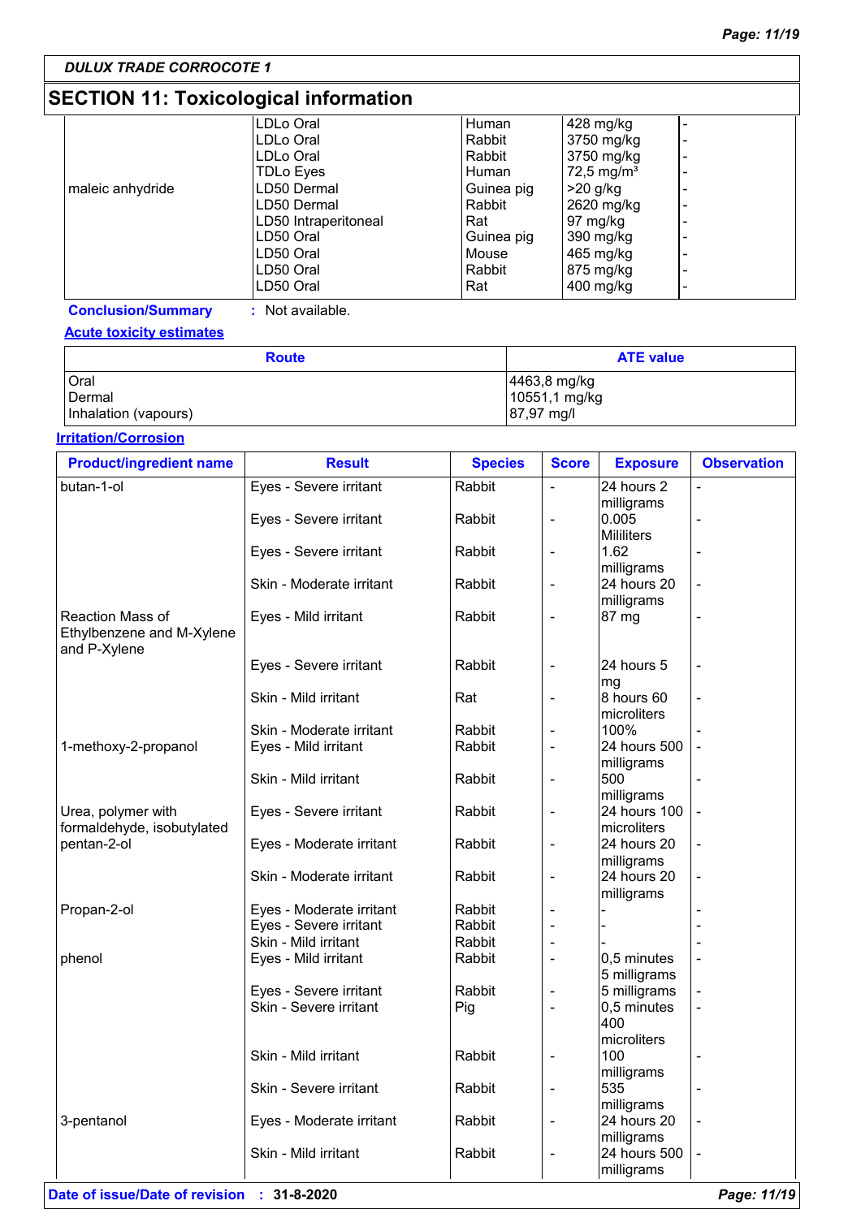## SECTION 11: Toxicological information

| | | | | |
|---|---|---|---|---|
| maleic anhydride | LDLo Oral | Human | 428 mg/kg | - |
| | LDLo Oral | Rabbit | 3750 mg/kg | - |
| | LDLo Oral | Rabbit | 3750 mg/kg | - |
| | TDLo Eyes | Human | 72,5 mg/m³ | - |
| | LD50 Dermal | Guinea pig | >20 g/kg | - |
| | LD50 Dermal | Rabbit | 2620 mg/kg | - |
| | LD50 Intraperitoneal | Rat | 97 mg/kg | - |
| | LD50 Oral | Guinea pig | 390 mg/kg | - |
| | LD50 Oral | Mouse | 465 mg/kg | - |
| | LD50 Oral | Rabbit | 875 mg/kg | - |
| | LD50 Oral | Rat | 400 mg/kg | - |

**Conclusion/Summary** : Not available.

**Acute toxicity estimates**

| Route | ATE value |
|---|---|
| Oral | 4463,8 mg/kg |
| Dermal | 10551,1 mg/kg |
| Inhalation (vapours) | 87,97 mg/l |

**Irritation/Corrosion**

| Product/ingredient name | Result | Species | Score | Exposure | Observation |
|---|---|---|---|---|---|
| butan-1-ol | Eyes - Severe irritant | Rabbit | - | 24 hours 2 milligrams | - |
| | Eyes - Severe irritant | Rabbit | - | 0.005 Mililiters | - |
| | Eyes - Severe irritant | Rabbit | - | 1.62 milligrams | - |
| | Skin - Moderate irritant | Rabbit | - | 24 hours 20 milligrams | - |
| Reaction Mass of Ethylbenzene and M-Xylene and P-Xylene | Eyes - Mild irritant | Rabbit | - | 87 mg | - |
| | Eyes - Severe irritant | Rabbit | - | 24 hours 5 mg | - |
| | Skin - Mild irritant | Rat | - | 8 hours 60 microliters | - |
| | Skin - Moderate irritant | Rabbit | - | 100% | - |
| 1-methoxy-2-propanol | Eyes - Mild irritant | Rabbit | - | 24 hours 500 milligrams | - |
| | Skin - Mild irritant | Rabbit | - | 500 milligrams | - |
| Urea, polymer with formaldehyde, isobutylated | Eyes - Severe irritant | Rabbit | - | 24 hours 100 microliters | - |
| pentan-2-ol | Eyes - Moderate irritant | Rabbit | - | 24 hours 20 milligrams | - |
| | Skin - Moderate irritant | Rabbit | - | 24 hours 20 milligrams | - |
| Propan-2-ol | Eyes - Moderate irritant | Rabbit | - | - | - |
| | Eyes - Severe irritant | Rabbit | - | - | - |
| | Skin - Mild irritant | Rabbit | - | - | - |
| phenol | Eyes - Mild irritant | Rabbit | - | 0,5 minutes 5 milligrams | - |
| | Eyes - Severe irritant | Rabbit | - | 5 milligrams | - |
| | Skin - Severe irritant | Pig | - | 0,5 minutes 400 microliters | - |
| | Skin - Mild irritant | Rabbit | - | 100 milligrams | - |
| | Skin - Severe irritant | Rabbit | - | 535 milligrams | - |
| 3-pentanol | Eyes - Moderate irritant | Rabbit | - | 24 hours 20 milligrams | - |
| | Skin - Mild irritant | Rabbit | - | 24 hours 500 milligrams | - |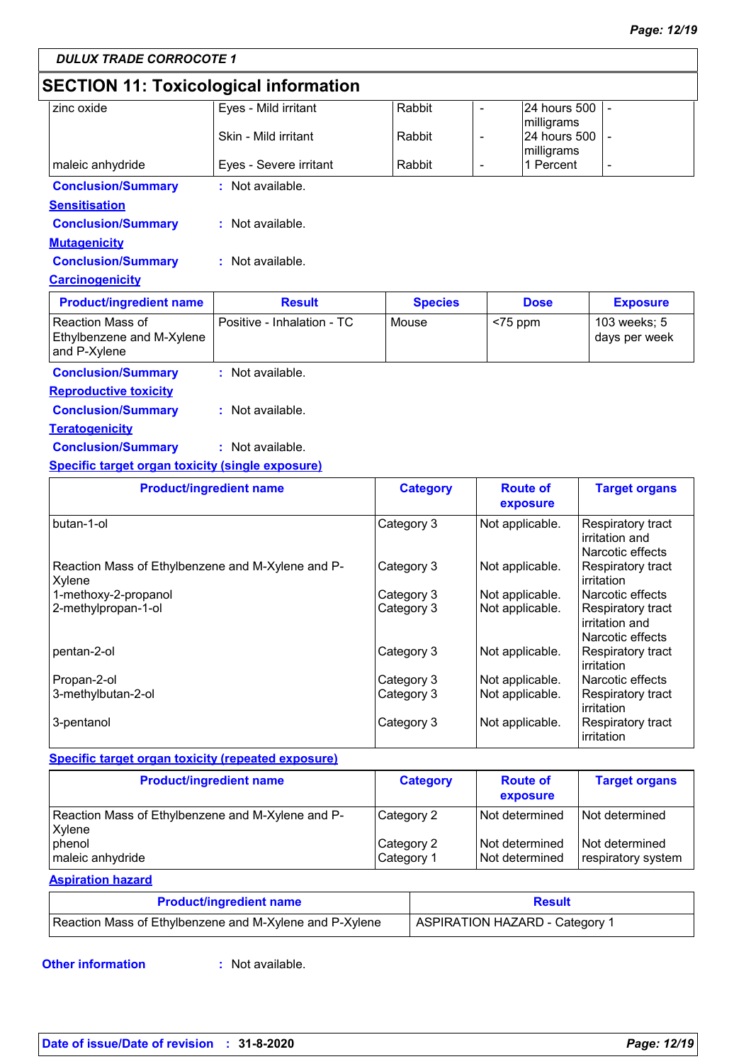**DULUX TRADE CORROCOTE 1**

## SECTION 11: Toxicological information

| | | | | | |
|---|---|---|---|---|---|
| zinc oxide | Eyes - Mild irritant | Rabbit | - | 24 hours 500 milligrams | - |
| | Skin - Mild irritant | Rabbit | - | 24 hours 500 milligrams | - |
| maleic anhydride | Eyes - Severe irritant | Rabbit | - | 1 Percent | - |

**Conclusion/Summary** : Not available.

**Sensitisation**

**Conclusion/Summary** : Not available.

**Mutagenicity**

**Conclusion/Summary** : Not available.

**Carcinogenicity**

| Product/ingredient name | Result | Species | Dose | Exposure |
|---|---|---|---|---|
| Reaction Mass of Ethylbenzene and M-Xylene and P-Xylene | Positive - Inhalation - TC | Mouse | <75 ppm | 103 weeks; 5 days per week |

**Conclusion/Summary** : Not available.

**Reproductive toxicity**

**Conclusion/Summary** : Not available.

**Teratogenicity**

**Conclusion/Summary** : Not available.

**Specific target organ toxicity (single exposure)**

| Product/ingredient name | Category | Route of exposure | Target organs |
|---|---|---|---|
| butan-1-ol | Category 3 | Not applicable. | Respiratory tract irritation and Narcotic effects |
| Reaction Mass of Ethylbenzene and M-Xylene and P-Xylene | Category 3 | Not applicable. | Respiratory tract irritation |
| 1-methoxy-2-propanol | Category 3 | Not applicable. | Narcotic effects |
| 2-methylpropan-1-ol | Category 3 | Not applicable. | Respiratory tract irritation and Narcotic effects |
| pentan-2-ol | Category 3 | Not applicable. | Respiratory tract irritation |
| Propan-2-ol | Category 3 | Not applicable. | Narcotic effects |
| 3-methylbutan-2-ol | Category 3 | Not applicable. | Respiratory tract irritation |
| 3-pentanol | Category 3 | Not applicable. | Respiratory tract irritation |

**Specific target organ toxicity (repeated exposure)**

| Product/ingredient name | Category | Route of exposure | Target organs |
|---|---|---|---|
| Reaction Mass of Ethylbenzene and M-Xylene and P-Xylene | Category 2 | Not determined | Not determined |
| phenol | Category 2 | Not determined | Not determined |
| maleic anhydride | Category 1 | Not determined | respiratory system |

**Aspiration hazard**

| Product/ingredient name | Result |
|---|---|
| Reaction Mass of Ethylbenzene and M-Xylene and P-Xylene | ASPIRATION HAZARD - Category 1 |

**Other information** : Not available.

**Date of issue/Date of revision** : **31-8-2020**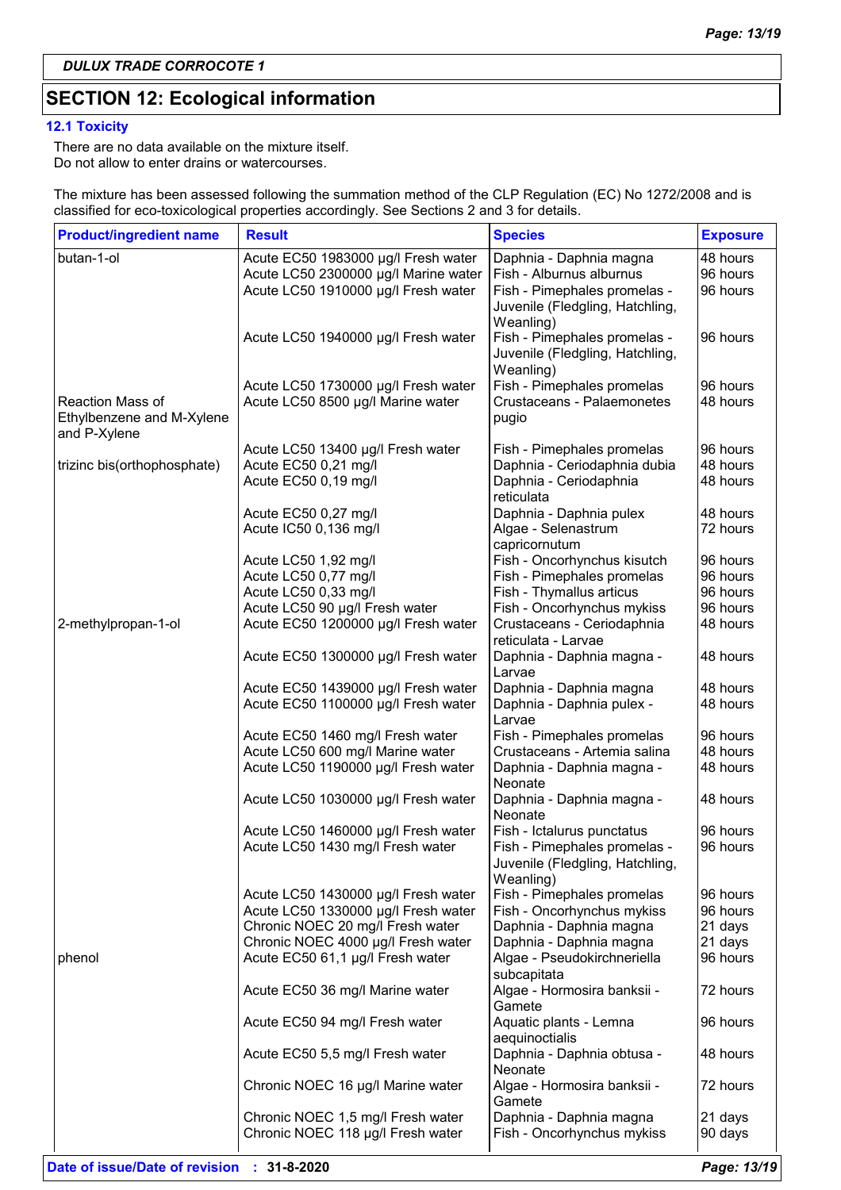*DULUX TRADE CORROCOTE 1*

## SECTION 12: Ecological information

### 12.1 Toxicity

There are no data available on the mixture itself.
Do not allow to enter drains or watercourses.

The mixture has been assessed following the summation method of the CLP Regulation (EC) No 1272/2008 and is classified for eco-toxicological properties accordingly. See Sections 2 and 3 for details.

| Product/ingredient name | Result | Species | Exposure |
|---|---|---|---|
| butan-1-ol | Acute EC50 1983000 µg/l Fresh water | Daphnia - Daphnia magna | 48 hours |
| | Acute LC50 2300000 µg/l Marine water | Fish - Alburnus alburnus | 96 hours |
| | Acute LC50 1910000 µg/l Fresh water | Fish - Pimephales promelas - Juvenile (Fledgling, Hatchling, Weanling) | 96 hours |
| | Acute LC50 1940000 µg/l Fresh water | Fish - Pimephales promelas - Juvenile (Fledgling, Hatchling, Weanling) | 96 hours |
| | Acute LC50 1730000 µg/l Fresh water | Fish - Pimephales promelas | 96 hours |
| Reaction Mass of Ethylbenzene and M-Xylene and P-Xylene | Acute LC50 8500 µg/l Marine water | Crustaceans - Palaemonetes pugio | 48 hours |
| | Acute LC50 13400 µg/l Fresh water | Fish - Pimephales promelas | 96 hours |
| trizinc bis(orthophosphate) | Acute EC50 0,21 mg/l | Daphnia - Ceriodaphnia dubia | 48 hours |
| | Acute EC50 0,19 mg/l | Daphnia - Ceriodaphnia reticulata | 48 hours |
| | Acute EC50 0,27 mg/l | Daphnia - Daphnia pulex | 48 hours |
| | Acute IC50 0,136 mg/l | Algae - Selenastrum capricornutum | 72 hours |
| | Acute LC50 1,92 mg/l | Fish - Oncorhynchus kisutch | 96 hours |
| | Acute LC50 0,77 mg/l | Fish - Pimephales promelas | 96 hours |
| | Acute LC50 0,33 mg/l | Fish - Thymallus articus | 96 hours |
| | Acute LC50 90 µg/l Fresh water | Fish - Oncorhynchus mykiss | 96 hours |
| 2-methylpropan-1-ol | Acute EC50 1200000 µg/l Fresh water | Crustaceans - Ceriodaphnia reticulata - Larvae | 48 hours |
| | Acute EC50 1300000 µg/l Fresh water | Daphnia - Daphnia magna - Larvae | 48 hours |
| | Acute EC50 1439000 µg/l Fresh water | Daphnia - Daphnia magna | 48 hours |
| | Acute EC50 1100000 µg/l Fresh water | Daphnia - Daphnia pulex - Larvae | 48 hours |
| | Acute EC50 1460 mg/l Fresh water | Fish - Pimephales promelas | 96 hours |
| | Acute LC50 600 mg/l Marine water | Crustaceans - Artemia salina | 48 hours |
| | Acute LC50 1190000 µg/l Fresh water | Daphnia - Daphnia magna - Neonate | 48 hours |
| | Acute LC50 1030000 µg/l Fresh water | Daphnia - Daphnia magna - Neonate | 48 hours |
| | Acute LC50 1460000 µg/l Fresh water | Fish - Ictalurus punctatus | 96 hours |
| | Acute LC50 1430 mg/l Fresh water | Fish - Pimephales promelas - Juvenile (Fledgling, Hatchling, Weanling) | 96 hours |
| | Acute LC50 1430000 µg/l Fresh water | Fish - Pimephales promelas | 96 hours |
| | Acute LC50 1330000 µg/l Fresh water | Fish - Oncorhynchus mykiss | 96 hours |
| | Chronic NOEC 20 mg/l Fresh water | Daphnia - Daphnia magna | 21 days |
| | Chronic NOEC 4000 µg/l Fresh water | Daphnia - Daphnia magna | 21 days |
| phenol | Acute EC50 61,1 µg/l Fresh water | Algae - Pseudokirchneriella subcapitata | 96 hours |
| | Acute EC50 36 mg/l Marine water | Algae - Hormosira banksii - Gamete | 72 hours |
| | Acute EC50 94 mg/l Fresh water | Aquatic plants - Lemna aequinoctialis | 96 hours |
| | Acute EC50 5,5 mg/l Fresh water | Daphnia - Daphnia obtusa - Neonate | 48 hours |
| | Chronic NOEC 16 µg/l Marine water | Algae - Hormosira banksii - Gamete | 72 hours |
| | Chronic NOEC 1,5 mg/l Fresh water | Daphnia - Daphnia magna | 21 days |
| | Chronic NOEC 118 µg/l Fresh water | Fish - Oncorhynchus mykiss | 90 days |

**Date of issue/Date of revision : 31-8-2020**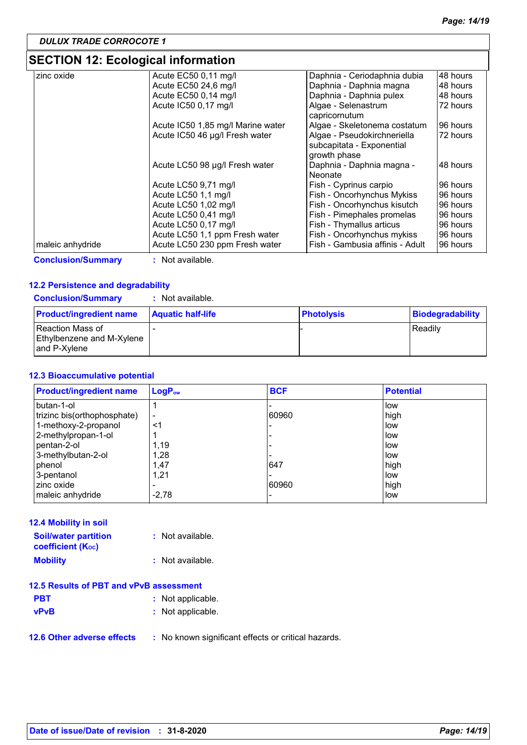## SECTION 12: Ecological information

| | | | |
|---|---|---|---|
| zinc oxide | Acute EC50 0,11 mg/l | Daphnia - Ceriodaphnia dubia | 48 hours |
| | Acute EC50 24,6 mg/l | Daphnia - Daphnia magna | 48 hours |
| | Acute EC50 0,14 mg/l | Daphnia - Daphnia pulex | 48 hours |
| | Acute IC50 0,17 mg/l | Algae - Selenastrum capricornutum | 72 hours |
| | Acute IC50 1,85 mg/l Marine water | Algae - Skeletonema costatum | 96 hours |
| | Acute IC50 46 µg/l Fresh water | Algae - Pseudokirchneriella subcapitata - Exponential growth phase | 72 hours |
| | Acute LC50 98 µg/l Fresh water | Daphnia - Daphnia magna - Neonate | 48 hours |
| | Acute LC50 9,71 mg/l | Fish - Cyprinus carpio | 96 hours |
| | Acute LC50 1,1 mg/l | Fish - Oncorhynchus Mykiss | 96 hours |
| | Acute LC50 1,02 mg/l | Fish - Oncorhynchus kisutch | 96 hours |
| | Acute LC50 0,41 mg/l | Fish - Pimephales promelas | 96 hours |
| | Acute LC50 0,17 mg/l | Fish - Thymallus articus | 96 hours |
| | Acute LC50 1,1 ppm Fresh water | Fish - Oncorhynchus mykiss | 96 hours |
| maleic anhydride | Acute LC50 230 ppm Fresh water | Fish - Gambusia affinis - Adult | 96 hours |

**Conclusion/Summary** : Not available.

### 12.2 Persistence and degradability

**Conclusion/Summary** : Not available.

| Product/ingredient name | Aquatic half-life | Photolysis | Biodegradability |
|---|---|---|---|
| Reaction Mass of Ethylbenzene and M-Xylene and P-Xylene | - | - | Readily |

### 12.3 Bioaccumulative potential

| Product/ingredient name | $LogP_{ow}$ | BCF | Potential |
|---|---|---|---|
| butan-1-ol | 1 | - | low |
| trizinc bis(orthophosphate) | - | 60960 | high |
| 1-methoxy-2-propanol | <1 | - | low |
| 2-methylpropan-1-ol | 1 | - | low |
| pentan-2-ol | 1,19 | - | low |
| 3-methylbutan-2-ol | 1,28 | - | low |
| phenol | 1,47 | 647 | high |
| 3-pentanol | 1,21 | - | low |
| zinc oxide | - | 60960 | high |
| maleic anhydride | -2,78 | - | low |

### 12.4 Mobility in soil

**Soil/water partition coefficient ($K_{OC}$)** : Not available.

**Mobility** : Not available.

### 12.5 Results of PBT and vPvB assessment

**PBT** : Not applicable.

**vPvB** : Not applicable.

### 12.6 Other adverse effects

: No known significant effects or critical hazards.

**Date of issue/Date of revision** : **31-8-2020**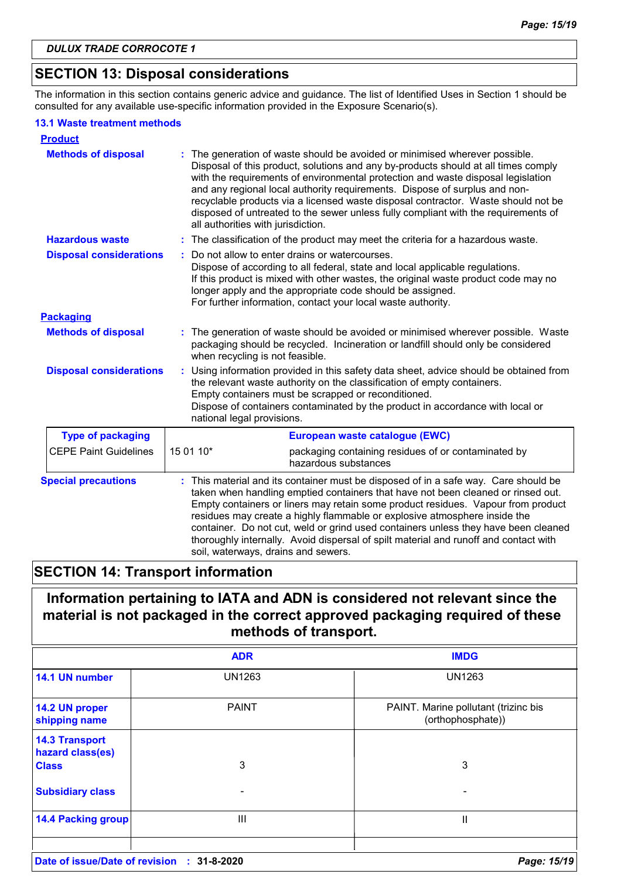**DULUX TRADE CORROCOTE 1**

## SECTION 13: Disposal considerations

The information in this section contains generic advice and guidance. The list of Identified Uses in Section 1 should be consulted for any available use-specific information provided in the Exposure Scenario(s).

### 13.1 Waste treatment methods

**Product**

**Methods of disposal** : The generation of waste should be avoided or minimised wherever possible. Disposal of this product, solutions and any by-products should at all times comply with the requirements of environmental protection and waste disposal legislation and any regional local authority requirements. Dispose of surplus and non-recyclable products via a licensed waste disposal contractor. Waste should not be disposed of untreated to the sewer unless fully compliant with the requirements of all authorities with jurisdiction.

**Hazardous waste** : The classification of the product may meet the criteria for a hazardous waste.

**Disposal considerations** : Do not allow to enter drains or watercourses.
Dispose of according to all federal, state and local applicable regulations.
If this product is mixed with other wastes, the original waste product code may no longer apply and the appropriate code should be assigned.
For further information, contact your local waste authority.

**Packaging**

**Methods of disposal** : The generation of waste should be avoided or minimised wherever possible. Waste packaging should be recycled. Incineration or landfill should only be considered when recycling is not feasible.

**Disposal considerations** : Using information provided in this safety data sheet, advice should be obtained from the relevant waste authority on the classification of empty containers.
Empty containers must be scrapped or reconditioned.
Dispose of containers contaminated by the product in accordance with local or national legal provisions.

| Type of packaging | European waste catalogue (EWC) | |
|---|---|---|
| CEPE Paint Guidelines | 15 01 10* | packaging containing residues of or contaminated by hazardous substances |

**Special precautions** : This material and its container must be disposed of in a safe way. Care should be taken when handling emptied containers that have not been cleaned or rinsed out. Empty containers or liners may retain some product residues. Vapour from product residues may create a highly flammable or explosive atmosphere inside the container. Do not cut, weld or grind used containers unless they have been cleaned thoroughly internally. Avoid dispersal of spilt material and runoff and contact with soil, waterways, drains and sewers.

## SECTION 14: Transport information

**Information pertaining to IATA and ADN is considered not relevant since the material is not packaged in the correct approved packaging required of these methods of transport.**

| | ADR | IMDG |
|---|---|---|
| **14.1 UN number** | UN1263 | UN1263 |
| **14.2 UN proper shipping name** | PAINT | PAINT. Marine pollutant (trizinc bis (orthophosphate)) |
| **14.3 Transport hazard class(es)** **Class** | 3 | 3 |
| **Subsidiary class** | - | - |
| **14.4 Packing group** | III | II |

**Date of issue/Date of revision** : **31-8-2020**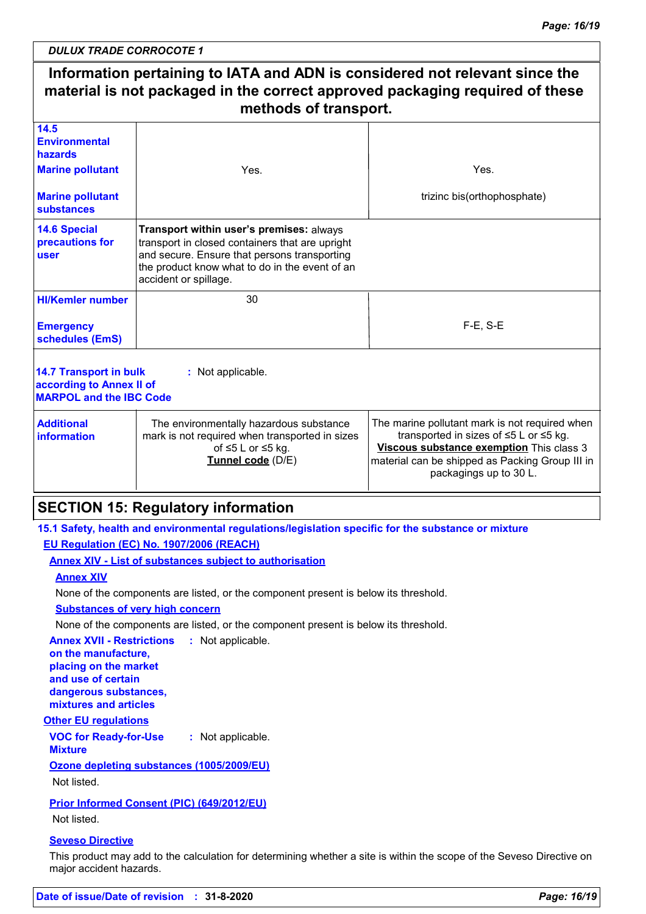DULUX TRADE CORROCOTE 1

**Information pertaining to IATA and ADN is considered not relevant since the material is not packaged in the correct approved packaging required of these methods of transport.**

| | | |
|---|---|---|
| **14.5 Environmental hazards**<br>**Marine pollutant** | Yes. | Yes. |
| **Marine pollutant substances** | | trizinc bis(orthophosphate) |
| **14.6 Special precautions for user** | **Transport within user's premises:** always transport in closed containers that are upright and secure. Ensure that persons transporting the product know what to do in the event of an accident or spillage. | |
| **HI/Kemler number** | 30 | |
| **Emergency schedules (EmS)** | | F-E, S-E |
| **14.7 Transport in bulk according to Annex II of MARPOL and the IBC Code** | : Not applicable. | |
| **Additional information** | The environmentally hazardous substance mark is not required when transported in sizes of ≤5 L or ≤5 kg.<br>**Tunnel code** (D/E) | The marine pollutant mark is not required when transported in sizes of ≤5 L or ≤5 kg.<br>**Viscous substance exemption** This class 3 material can be shipped as Packing Group III in packagings up to 30 L. |

## SECTION 15: Regulatory information

### 15.1 Safety, health and environmental regulations/legislation specific for the substance or mixture

**EU Regulation (EC) No. 1907/2006 (REACH)**

**Annex XIV - List of substances subject to authorisation**

**Annex XIV**

None of the components are listed, or the component present is below its threshold.

**Substances of very high concern**

None of the components are listed, or the component present is below its threshold.

**Annex XVII - Restrictions on the manufacture, placing on the market and use of certain dangerous substances, mixtures and articles** : Not applicable.

**Other EU regulations**

**VOC for Ready-for-Use Mixture** : Not applicable.

**Ozone depleting substances (1005/2009/EU)**

Not listed.

**Prior Informed Consent (PIC) (649/2012/EU)**

Not listed.

**Seveso Directive**

This product may add to the calculation for determining whether a site is within the scope of the Seveso Directive on major accident hazards.

**Date of issue/Date of revision** : **31-8-2020**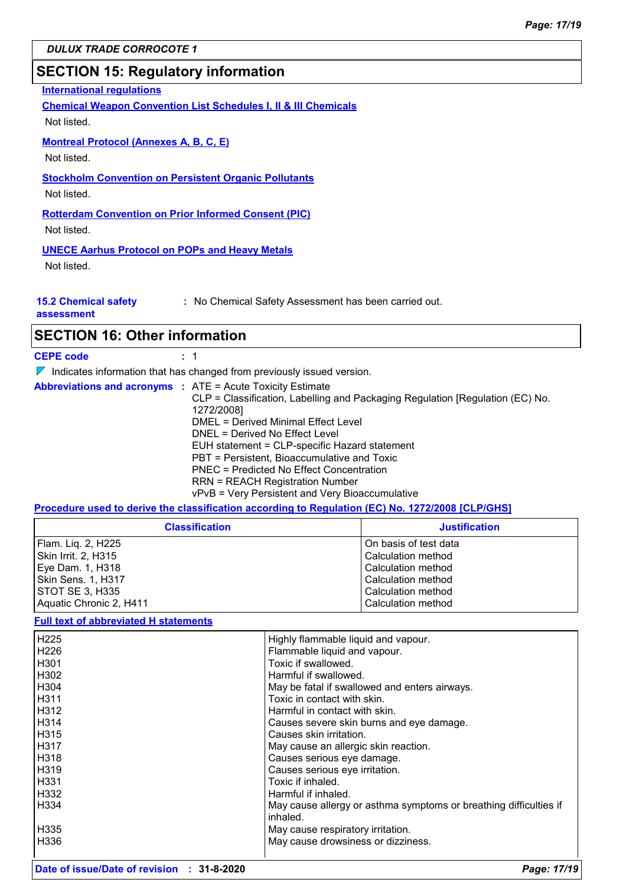## SECTION 15: Regulatory information

**International regulations**

**Chemical Weapon Convention List Schedules I, II & III Chemicals**

Not listed.

**Montreal Protocol (Annexes A, B, C, E)**

Not listed.

**Stockholm Convention on Persistent Organic Pollutants**

Not listed.

**Rotterdam Convention on Prior Informed Consent (PIC)**

Not listed.

**UNECE Aarhus Protocol on POPs and Heavy Metals**

Not listed.

**15.2 Chemical safety assessment** : No Chemical Safety Assessment has been carried out.

## SECTION 16: Other information

**CEPE code** : 1

▼ Indicates information that has changed from previously issued version.

**Abbreviations and acronyms** : ATE = Acute Toxicity Estimate
CLP = Classification, Labelling and Packaging Regulation [Regulation (EC) No. 1272/2008]
DMEL = Derived Minimal Effect Level
DNEL = Derived No Effect Level
EUH statement = CLP-specific Hazard statement
PBT = Persistent, Bioaccumulative and Toxic
PNEC = Predicted No Effect Concentration
RRN = REACH Registration Number
vPvB = Very Persistent and Very Bioaccumulative

**Procedure used to derive the classification according to Regulation (EC) No. 1272/2008 [CLP/GHS]**

| Classification | Justification |
|---|---|
| Flam. Liq. 2, H225 | On basis of test data |
| Skin Irrit. 2, H315 | Calculation method |
| Eye Dam. 1, H318 | Calculation method |
| Skin Sens. 1, H317 | Calculation method |
| STOT SE 3, H335 | Calculation method |
| Aquatic Chronic 2, H411 | Calculation method |

**Full text of abbreviated H statements**

| | |
|---|---|
| H225 | Highly flammable liquid and vapour. |
| H226 | Flammable liquid and vapour. |
| H301 | Toxic if swallowed. |
| H302 | Harmful if swallowed. |
| H304 | May be fatal if swallowed and enters airways. |
| H311 | Toxic in contact with skin. |
| H312 | Harmful in contact with skin. |
| H314 | Causes severe skin burns and eye damage. |
| H315 | Causes skin irritation. |
| H317 | May cause an allergic skin reaction. |
| H318 | Causes serious eye damage. |
| H319 | Causes serious eye irritation. |
| H331 | Toxic if inhaled. |
| H332 | Harmful if inhaled. |
| H334 | May cause allergy or asthma symptoms or breathing difficulties if inhaled. |
| H335 | May cause respiratory irritation. |
| H336 | May cause drowsiness or dizziness. |

**Date of issue/Date of revision** : **31-8-2020**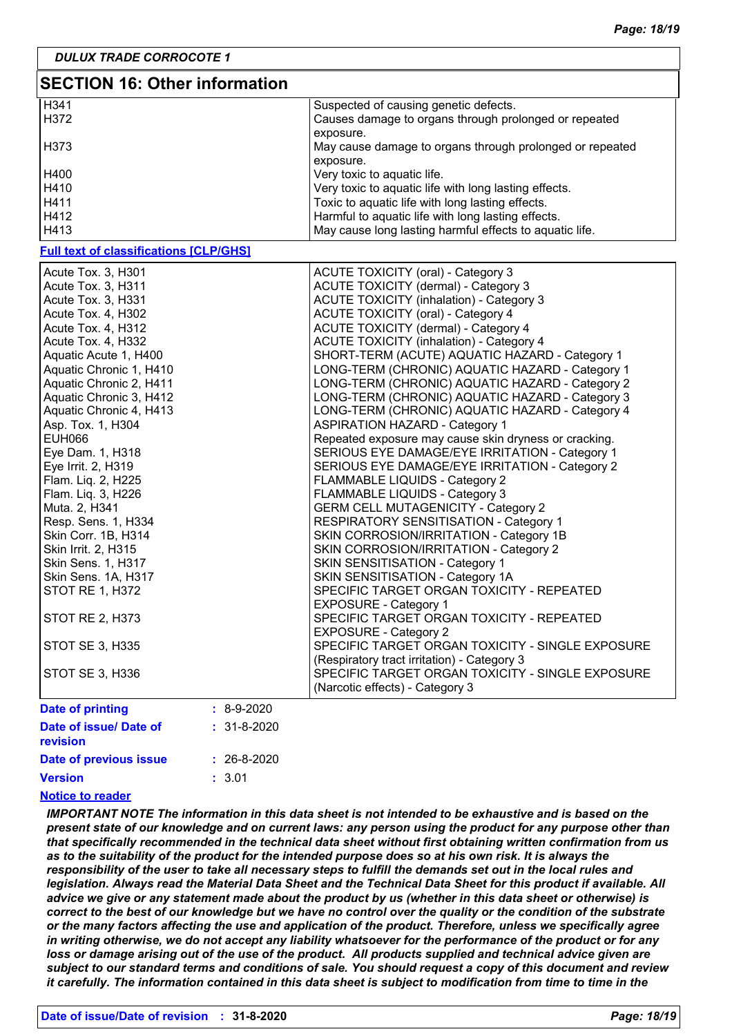## SECTION 16: Other information

| | |
|---|---|
| H341 | Suspected of causing genetic defects. |
| H372 | Causes damage to organs through prolonged or repeated exposure. |
| H373 | May cause damage to organs through prolonged or repeated exposure. |
| H400 | Very toxic to aquatic life. |
| H410 | Very toxic to aquatic life with long lasting effects. |
| H411 | Toxic to aquatic life with long lasting effects. |
| H412 | Harmful to aquatic life with long lasting effects. |
| H413 | May cause long lasting harmful effects to aquatic life. |

**Full text of classifications [CLP/GHS]**

| | |
|---|---|
| Acute Tox. 3, H301 | ACUTE TOXICITY (oral) - Category 3 |
| Acute Tox. 3, H311 | ACUTE TOXICITY (dermal) - Category 3 |
| Acute Tox. 3, H331 | ACUTE TOXICITY (inhalation) - Category 3 |
| Acute Tox. 4, H302 | ACUTE TOXICITY (oral) - Category 4 |
| Acute Tox. 4, H312 | ACUTE TOXICITY (dermal) - Category 4 |
| Acute Tox. 4, H332 | ACUTE TOXICITY (inhalation) - Category 4 |
| Aquatic Acute 1, H400 | SHORT-TERM (ACUTE) AQUATIC HAZARD - Category 1 |
| Aquatic Chronic 1, H410 | LONG-TERM (CHRONIC) AQUATIC HAZARD - Category 1 |
| Aquatic Chronic 2, H411 | LONG-TERM (CHRONIC) AQUATIC HAZARD - Category 2 |
| Aquatic Chronic 3, H412 | LONG-TERM (CHRONIC) AQUATIC HAZARD - Category 3 |
| Aquatic Chronic 4, H413 | LONG-TERM (CHRONIC) AQUATIC HAZARD - Category 4 |
| Asp. Tox. 1, H304 | ASPIRATION HAZARD - Category 1 |
| EUH066 | Repeated exposure may cause skin dryness or cracking. |
| Eye Dam. 1, H318 | SERIOUS EYE DAMAGE/EYE IRRITATION - Category 1 |
| Eye Irrit. 2, H319 | SERIOUS EYE DAMAGE/EYE IRRITATION - Category 2 |
| Flam. Liq. 2, H225 | FLAMMABLE LIQUIDS - Category 2 |
| Flam. Liq. 3, H226 | FLAMMABLE LIQUIDS - Category 3 |
| Muta. 2, H341 | GERM CELL MUTAGENICITY - Category 2 |
| Resp. Sens. 1, H334 | RESPIRATORY SENSITISATION - Category 1 |
| Skin Corr. 1B, H314 | SKIN CORROSION/IRRITATION - Category 1B |
| Skin Irrit. 2, H315 | SKIN CORROSION/IRRITATION - Category 2 |
| Skin Sens. 1, H317 | SKIN SENSITISATION - Category 1 |
| Skin Sens. 1A, H317 | SKIN SENSITISATION - Category 1A |
| STOT RE 1, H372 | SPECIFIC TARGET ORGAN TOXICITY - REPEATED EXPOSURE - Category 1 |
| STOT RE 2, H373 | SPECIFIC TARGET ORGAN TOXICITY - REPEATED EXPOSURE - Category 2 |
| STOT SE 3, H335 | SPECIFIC TARGET ORGAN TOXICITY - SINGLE EXPOSURE (Respiratory tract irritation) - Category 3 |
| STOT SE 3, H336 | SPECIFIC TARGET ORGAN TOXICITY - SINGLE EXPOSURE (Narcotic effects) - Category 3 |

**Date of printing** : 8-9-2020

**Date of issue/ Date of revision** : 31-8-2020

**Date of previous issue** : 26-8-2020

**Version** : 3.01

**Notice to reader**

***IMPORTANT NOTE The information in this data sheet is not intended to be exhaustive and is based on the present state of our knowledge and on current laws: any person using the product for any purpose other than that specifically recommended in the technical data sheet without first obtaining written confirmation from us as to the suitability of the product for the intended purpose does so at his own risk. It is always the responsibility of the user to take all necessary steps to fulfill the demands set out in the local rules and legislation. Always read the Material Data Sheet and the Technical Data Sheet for this product if available. All advice we give or any statement made about the product by us (whether in this data sheet or otherwise) is correct to the best of our knowledge but we have no control over the quality or the condition of the substrate or the many factors affecting the use and application of the product. Therefore, unless we specifically agree in writing otherwise, we do not accept any liability whatsoever for the performance of the product or for any loss or damage arising out of the use of the product. All products supplied and technical advice given are subject to our standard terms and conditions of sale. You should request a copy of this document and review it carefully. The information contained in this data sheet is subject to modification from time to time in the***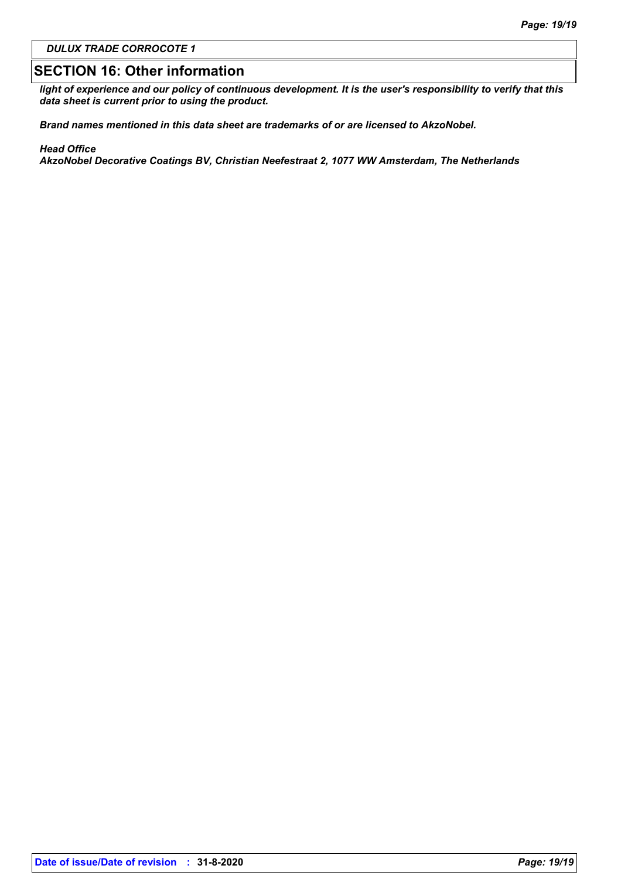## SECTION 16: Other information

***light of experience and our policy of continuous development. It is the user's responsibility to verify that this data sheet is current prior to using the product.***

***Brand names mentioned in this data sheet are trademarks of or are licensed to AkzoNobel.***

***Head Office***
***AkzoNobel Decorative Coatings BV, Christian Neefestraat 2, 1077 WW Amsterdam, The Netherlands***